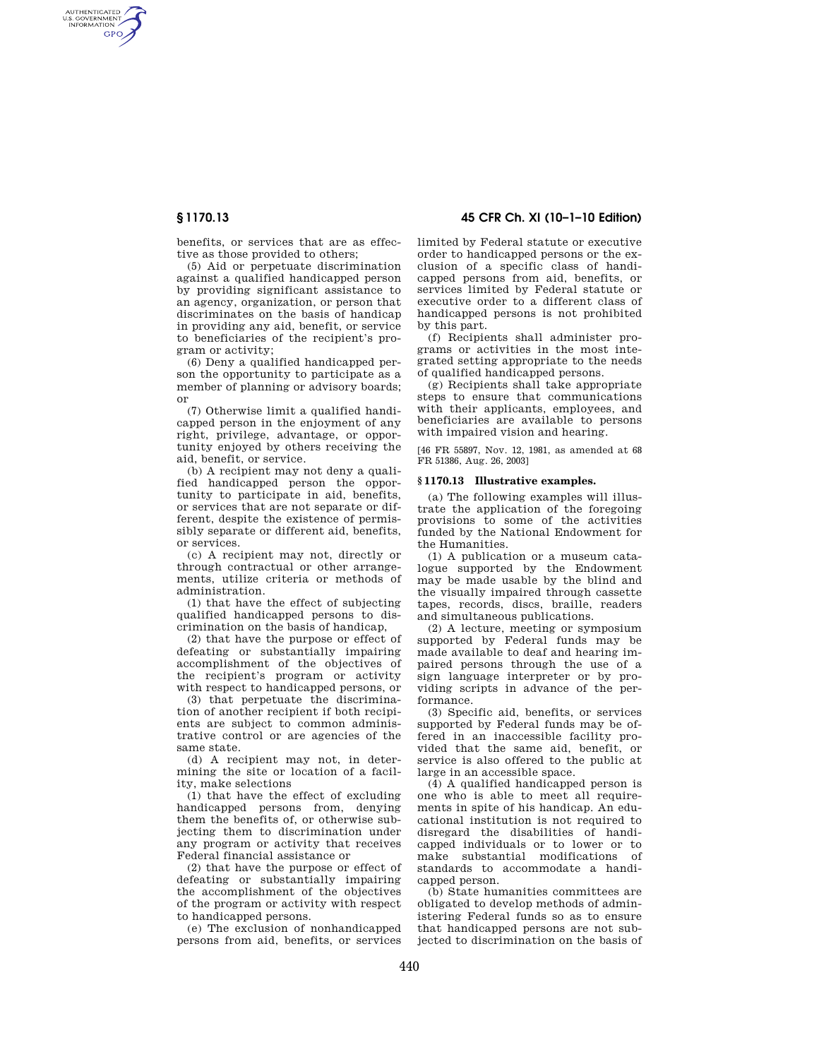benefits, or services that are as effective as those provided to others;

(5) Aid or perpetuate discrimination against a qualified handicapped person by providing significant assistance to an agency, organization, or person that discriminates on the basis of handicap in providing any aid, benefit, or service to beneficiaries of the recipient's program or activity;

(6) Deny a qualified handicapped person the opportunity to participate as a member of planning or advisory boards; or

(7) Otherwise limit a qualified handicapped person in the enjoyment of any right, privilege, advantage, or opportunity enjoyed by others receiving the aid, benefit, or service.

(b) A recipient may not deny a qualified handicapped person the opportunity to participate in aid, benefits, or services that are not separate or different, despite the existence of permissibly separate or different aid, benefits, or services.

(c) A recipient may not, directly or through contractual or other arrangements, utilize criteria or methods of administration.

(1) that have the effect of subjecting qualified handicapped persons to discrimination on the basis of handicap,

(2) that have the purpose or effect of defeating or substantially impairing accomplishment of the objectives of the recipient's program or activity with respect to handicapped persons, or

(3) that perpetuate the discrimination of another recipient if both recipients are subject to common administrative control or are agencies of the same state.

(d) A recipient may not, in determining the site or location of a facility, make selections

(1) that have the effect of excluding handicapped persons from, denying them the benefits of, or otherwise subjecting them to discrimination under any program or activity that receives Federal financial assistance or

(2) that have the purpose or effect of defeating or substantially impairing the accomplishment of the objectives of the program or activity with respect to handicapped persons.

(e) The exclusion of nonhandicapped persons from aid, benefits, or services limited by Federal statute or executive order to handicapped persons or the exclusion of a specific class of handicapped persons from aid, benefits, or services limited by Federal statute or executive order to a different class of handicapped persons is not prohibited by this part.

(f) Recipients shall administer programs or activities in the most integrated setting appropriate to the needs of qualified handicapped persons.

(g) Recipients shall take appropriate steps to ensure that communications with their applicants, employees, and beneficiaries are available to persons with impaired vision and hearing.

[46 FR 55897, Nov. 12, 1981, as amended at 68 FR 51386, Aug. 26, 2003]

### § 1170.13 Illustrative examples.

(a) The following examples will illustrate the application of the foregoing provisions to some of the activities funded by the National Endowment for the Humanities.

(1) A publication or a museum catalogue supported by the Endowment may be made usable by the blind and the visually impaired through cassette tapes, records, discs, braille, readers and simultaneous publications.

(2) A lecture, meeting or symposium supported by Federal funds may be made available to deaf and hearing impaired persons through the use of a sign language interpreter or by providing scripts in advance of the performance.

(3) Specific aid, benefits, or services supported by Federal funds may be offered in an inaccessible facility provided that the same aid, benefit, or service is also offered to the public at large in an accessible space.

(4) A qualified handicapped person is one who is able to meet all requirements in spite of his handicap. An educational institution is not required to disregard the disabilities of handicapped individuals or to lower or to make substantial modifications of standards to accommodate a handicapped person.

(b) State humanities committees are obligated to develop methods of administering Federal funds so as to ensure that handicapped persons are not subjected to discrimination on the basis of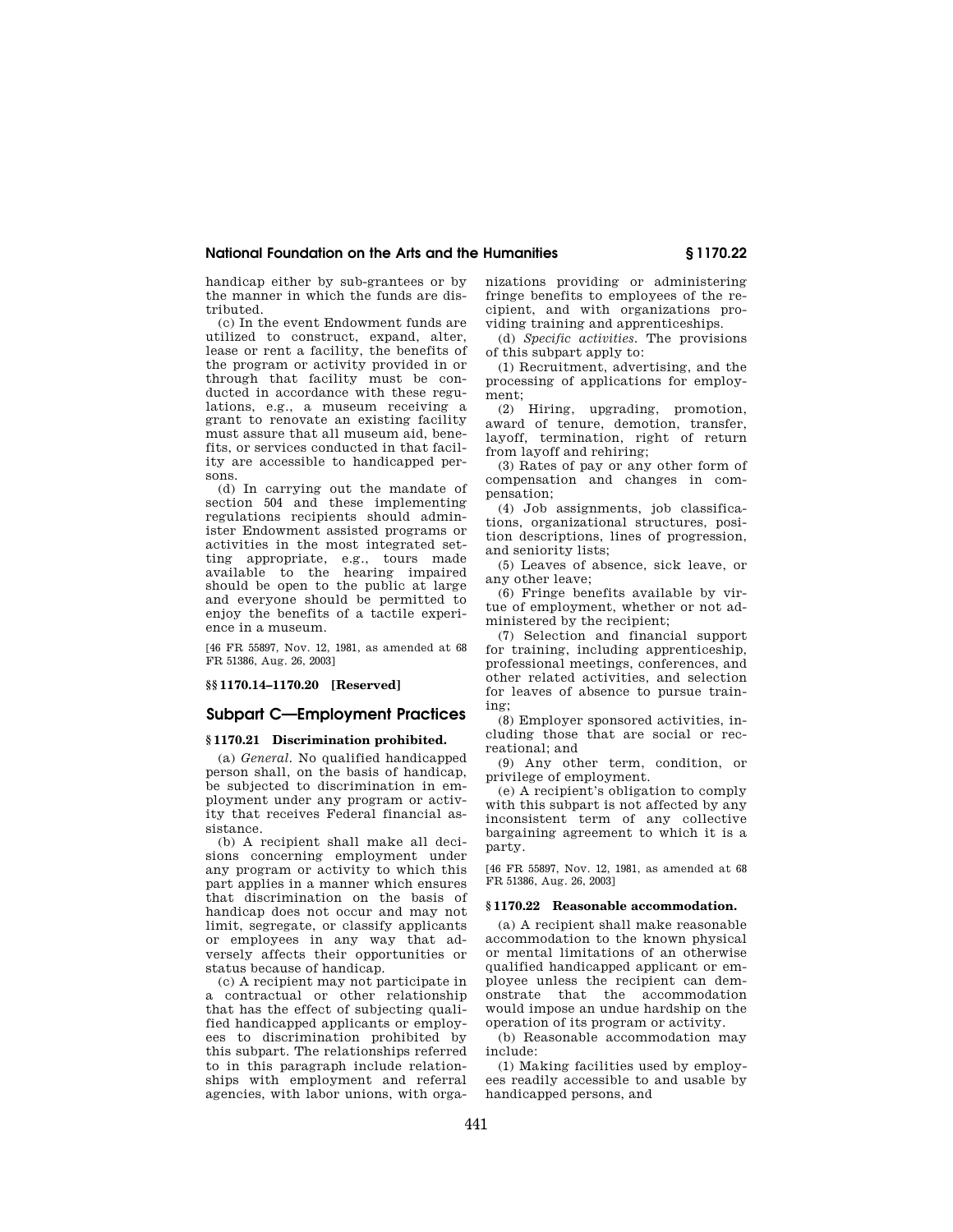handicap either by sub-grantees or by the manner in which the funds are distributed.

(c) In the event Endowment funds are utilized to construct, expand, alter, lease or rent a facility, the benefits of the program or activity provided in or through that facility must be conducted in accordance with these regulations, e.g., a museum receiving a grant to renovate an existing facility must assure that all museum aid, benefits, or services conducted in that facility are accessible to handicapped persons.

(d) In carrying out the mandate of section 504 and these implementing regulations recipients should administer Endowment assisted programs or activities in the most integrated setting appropriate, e.g., tours made available to the hearing impaired should be open to the public at large and everyone should be permitted to enjoy the benefits of a tactile experience in a museum.

[46 FR 55897, Nov. 12, 1981, as amended at 68 FR 51386, Aug. 26, 2003]

**§§ 1170.14–1170.20 [Reserved]**

## Subpart C—Employment Practices

**§ 1170.21 Discrimination prohibited.**

(a) *General.* No qualified handicapped person shall, on the basis of handicap, be subjected to discrimination in employment under any program or activity that receives Federal financial assistance.

(b) A recipient shall make all decisions concerning employment under any program or activity to which this part applies in a manner which ensures that discrimination on the basis of handicap does not occur and may not limit, segregate, or classify applicants or employees in any way that adversely affects their opportunities or status because of handicap.

(c) A recipient may not participate in a contractual or other relationship that has the effect of subjecting qualified handicapped applicants or employees to discrimination prohibited by this subpart. The relationships referred to in this paragraph include relationships with employment and referral agencies, with labor unions, with organizations providing or administering fringe benefits to employees of the recipient, and with organizations providing training and apprenticeships.

(d) *Specific activities.* The provisions of this subpart apply to:

(1) Recruitment, advertising, and the processing of applications for employment;

(2) Hiring, upgrading, promotion, award of tenure, demotion, transfer, layoff, termination, right of return from layoff and rehiring;

(3) Rates of pay or any other form of compensation and changes in compensation;

(4) Job assignments, job classifications, organizational structures, position descriptions, lines of progression, and seniority lists;

(5) Leaves of absence, sick leave, or any other leave;

(6) Fringe benefits available by virtue of employment, whether or not administered by the recipient;

(7) Selection and financial support for training, including apprenticeship, professional meetings, conferences, and other related activities, and selection for leaves of absence to pursue training;

(8) Employer sponsored activities, including those that are social or recreational; and

(9) Any other term, condition, or privilege of employment.

(e) A recipient's obligation to comply with this subpart is not affected by any inconsistent term of any collective bargaining agreement to which it is a party.

[46 FR 55897, Nov. 12, 1981, as amended at 68 FR 51386, Aug. 26, 2003]

**§ 1170.22 Reasonable accommodation.**

(a) A recipient shall make reasonable accommodation to the known physical or mental limitations of an otherwise qualified handicapped applicant or employee unless the recipient can demonstrate that the accommodation would impose an undue hardship on the operation of its program or activity.

(b) Reasonable accommodation may include:

(1) Making facilities used by employees readily accessible to and usable by handicapped persons, and